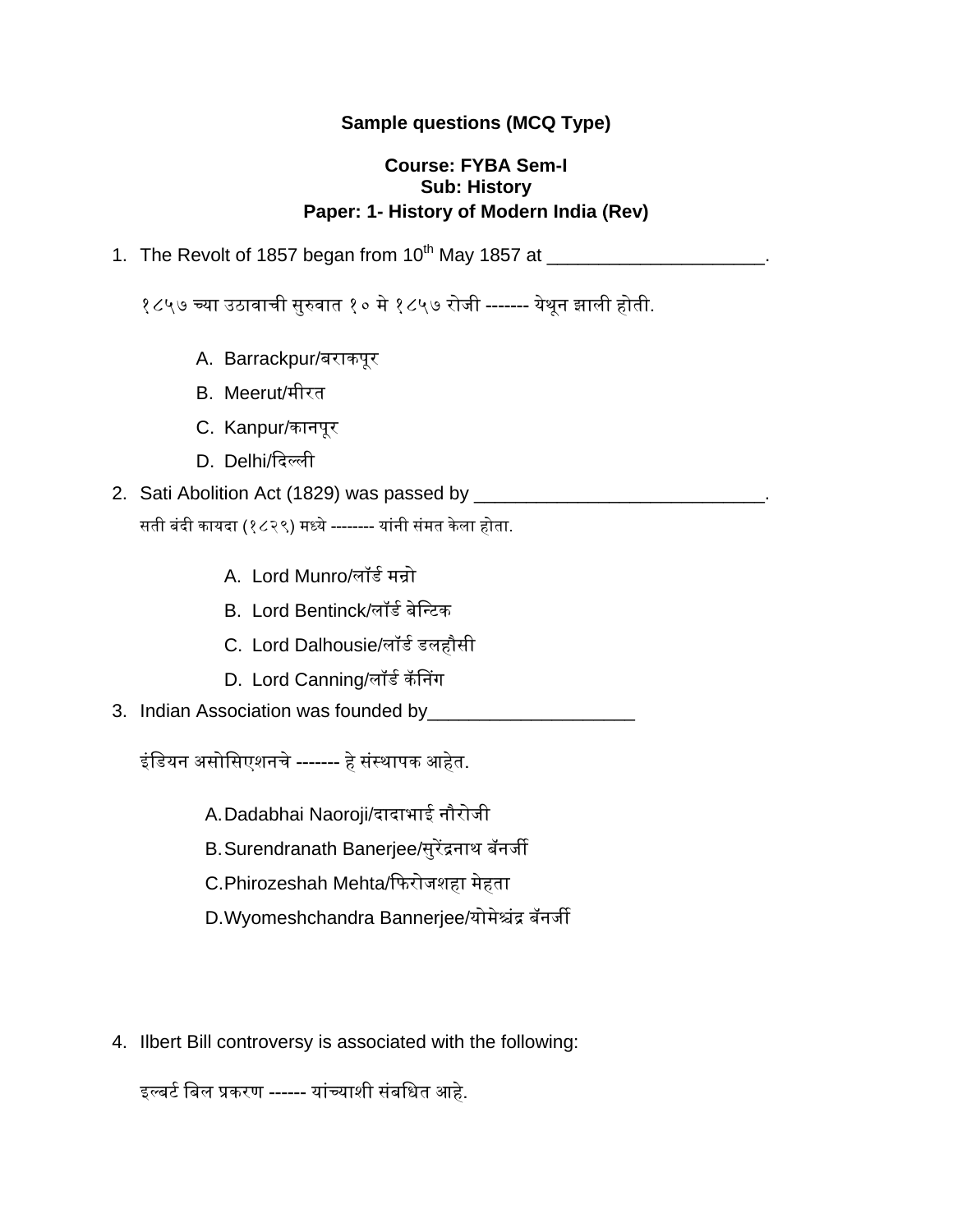**Sample questions (MCQ Type)**

**Course: FYBA Sem-I**
**Sub: History**
**Paper: 1- History of Modern India (Rev)**

1. The Revolt of 1857 began from 10th May 1857 at ____________________.

   १८५७ च्या उठावाची सुरुवात १० मे १८५७ रोजी ------- येथून झाली होती.

   A. Barrackpur/बराकपूर
   B. Meerut/मीरत
   C. Kanpur/कानपूर
   D. Delhi/दिल्ली

2. Sati Abolition Act (1829) was passed by ___________________________.

   सती बंदी कायदा (१८२९) मध्ये -------- यांनी संमत केला होता.

   A. Lord Munro/लॉर्ड मन्रो
   B. Lord Bentinck/लॉर्ड बेन्टिक
   C. Lord Dalhousie/लॉर्ड डलहौसी
   D. Lord Canning/लॉर्ड कॅनिंग

3. Indian Association was founded by___________________

   इंडियन असोसिएशनचे ------- हे संस्थापक आहेत.

   A. Dadabhai Naoroji/दादाभाई नौरोजी
   B. Surendranath Banerjee/सुरेंद्रनाथ बॅनर्जी
   C. Phirozeshah Mehta/फिरोजशहा मेहता
   D. Wyomeshchandra Bannerjee/योमेश्चंद्र बॅनर्जी

4. Ilbert Bill controversy is associated with the following:

   इल्बर्ट बिल प्रकरण ------ यांच्याशी संबधित आहे.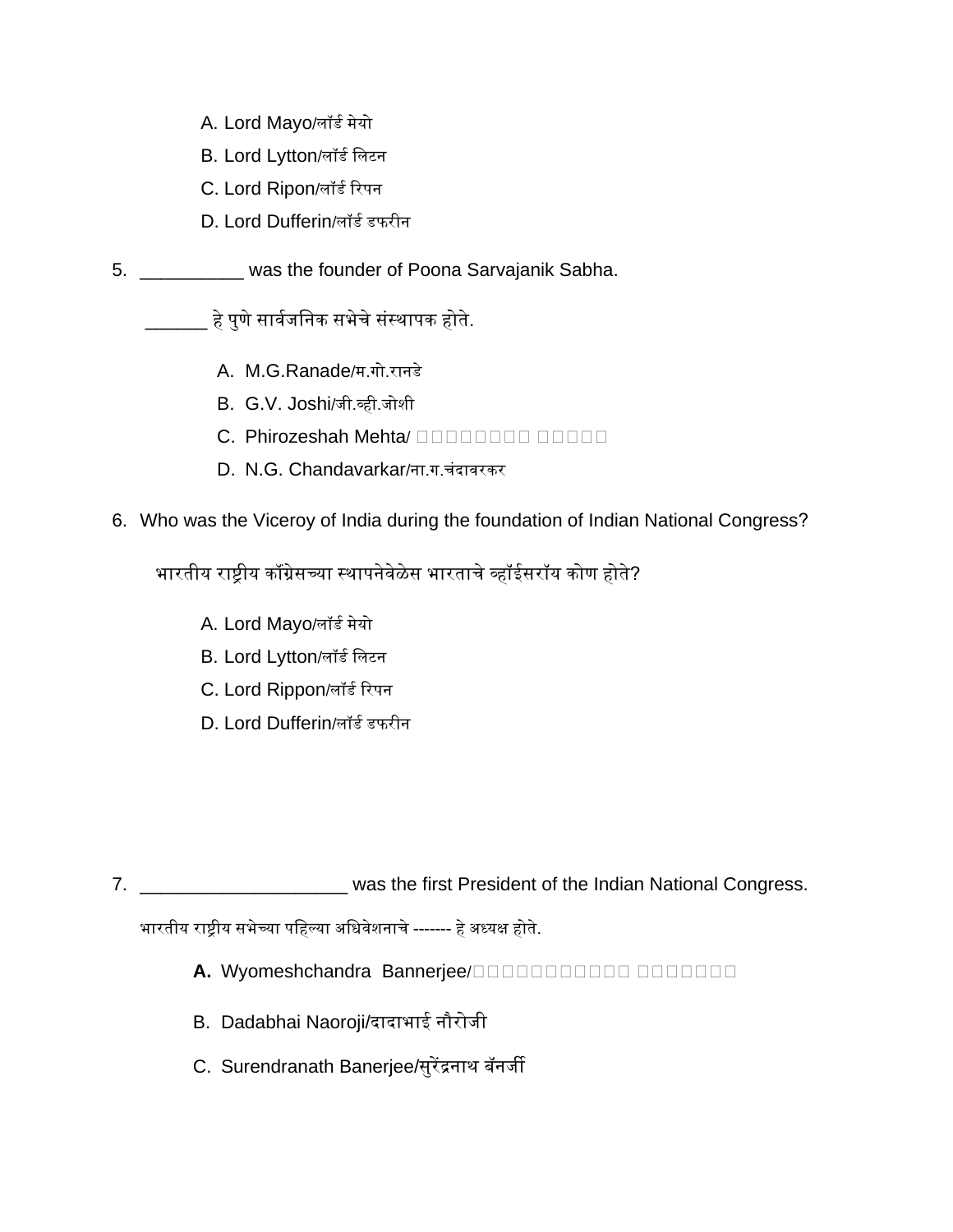A. Lord Mayo/लॉर्ड मेयो
B. Lord Lytton/लॉर्ड लिटन
C. Lord Ripon/लॉर्ड रिपन
D. Lord Dufferin/लॉर्ड डफरीन

5. __________ was the founder of Poona Sarvajanik Sabha.

______ हे पुणे सार्वजनिक सभेचे संस्थापक होते.

A. M.G.Ranade/म.गो.रानडे
B. G.V. Joshi/जी.व्ही.जोशी
C. Phirozeshah Mehta/ □□□□□□□□ □□□□□
D. N.G. Chandavarkar/ना.ग.चंदावरकर

6. Who was the Viceroy of India during the foundation of Indian National Congress?

भारतीय राष्ट्रीय कॉंग्रेसच्या स्थापनेवेळेस भारताचे व्हॉईसरॉय कोण होते?

A. Lord Mayo/लॉर्ड मेयो
B. Lord Lytton/लॉर्ड लिटन
C. Lord Rippon/लॉर्ड रिपन
D. Lord Dufferin/लॉर्ड डफरीन

7. ____________________ was the first President of the Indian National Congress.

भारतीय राष्ट्रीय सभेच्या पहिल्या अधिवेशनाचे ------- हे अध्यक्ष होते.

**A.** Wyomeshchandra Bannerjee/□□□□□□□□□□□ □□□□□□□
B. Dadabhai Naoroji/दादाभाई नौरोजी
C. Surendranath Banerjee/सुरेंद्रनाथ बॅनर्जी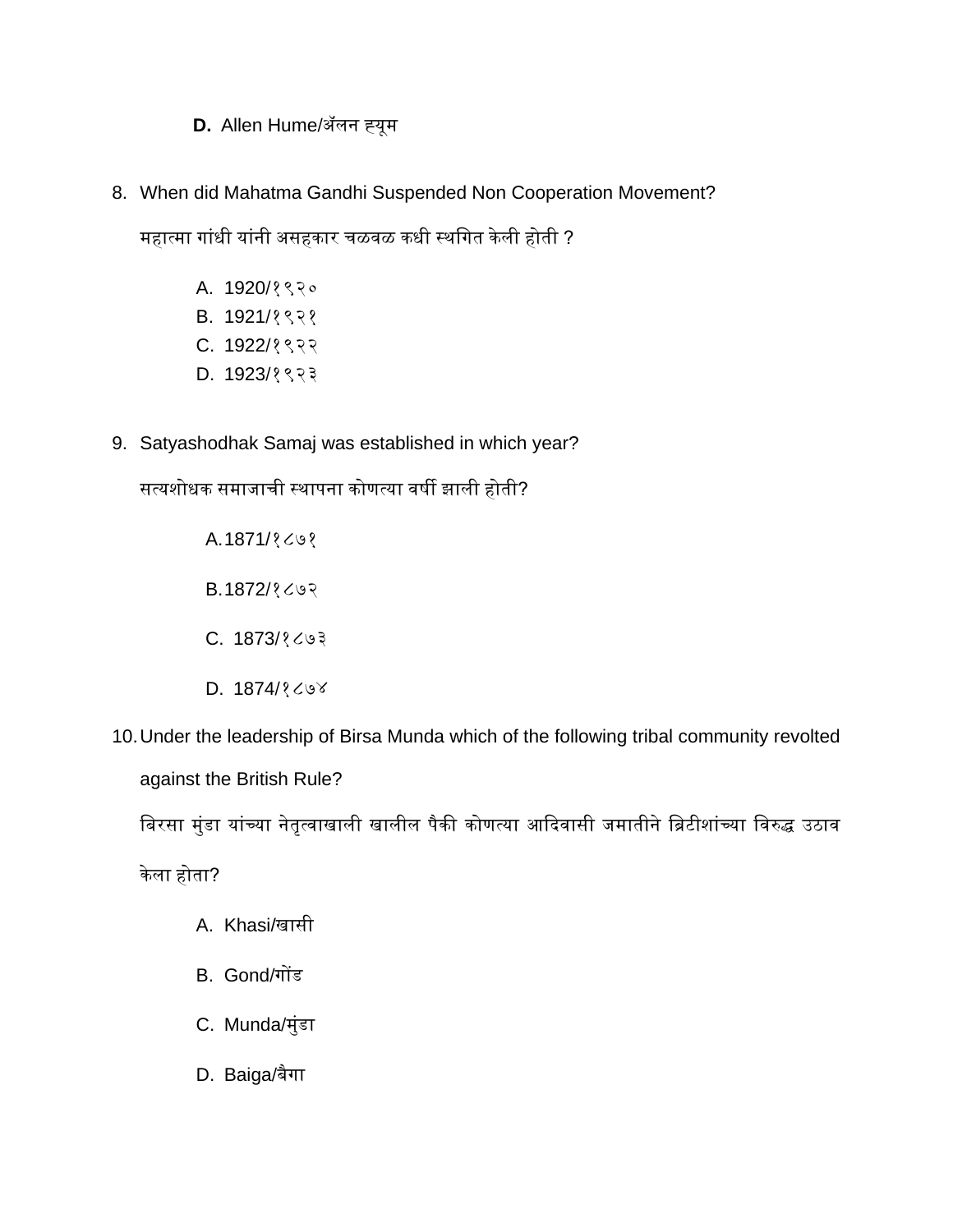**D.** Allen Hume/ॲलन ह्यूम

8. When did Mahatma Gandhi Suspended Non Cooperation Movement?

   महात्मा गांधी यांनी असहकार चळवळ कधी स्थगित केली होती ?

   A. 1920/१९२०
   B. 1921/१९२१
   C. 1922/१९२२
   D. 1923/१९२३

9. Satyashodhak Samaj was established in which year?

   सत्यशोधक समाजाची स्थापना कोणत्या वर्षी झाली होती?

   A. 1871/१८७१

   B. 1872/१८७२

   C. 1873/१८७३

   D. 1874/१८७४

10. Under the leadership of Birsa Munda which of the following tribal community revolted against the British Rule?

    बिरसा मुंडा यांच्या नेतृत्वाखाली खालील पैकी कोणत्या आदिवासी जमातीने ब्रिटीशांच्या विरुद्ध उठाव केला होता?

    A. Khasi/खासी

    B. Gond/गोंड

    C. Munda/मुंडा

    D. Baiga/बैगा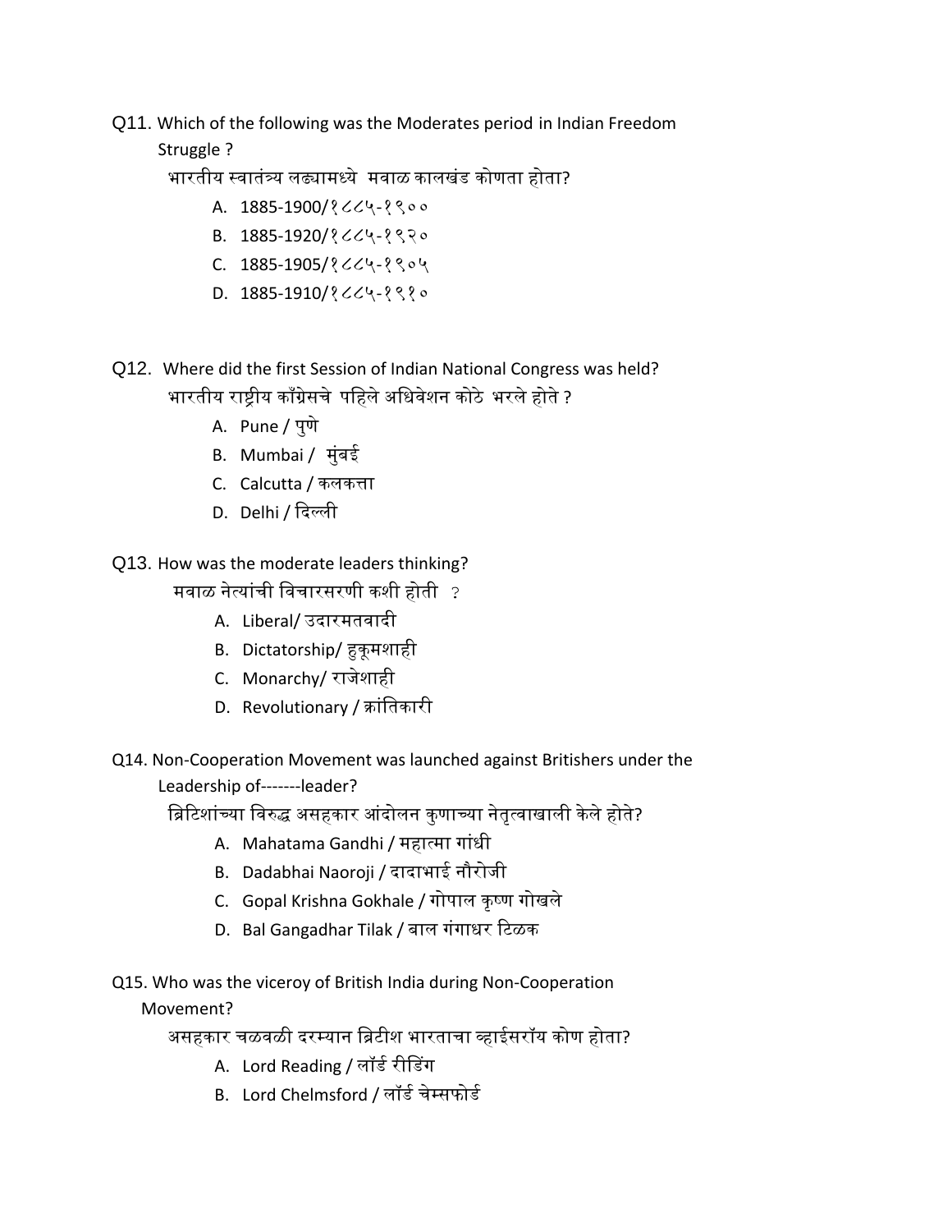Q11. Which of the following was the Moderates period in Indian Freedom Struggle ?

भारतीय स्वातंत्र्य लढ्यामध्ये मवाळ कालखंड कोणता होता?

A. 1885-1900/१८८५-१९००
B. 1885-1920/१८८५-१९२०
C. 1885-1905/१८८५-१९०५
D. 1885-1910/१८८५-१९१०

Q12. Where did the first Session of Indian National Congress was held?

भारतीय राष्ट्रीय काँग्रेसचे पहिले अधिवेशन कोठे भरले होते ?

A. Pune / पुणे
B. Mumbai / मुंबई
C. Calcutta / कलकत्ता
D. Delhi / दिल्ली

Q13. How was the moderate leaders thinking?

मवाळ नेत्यांची विचारसरणी कशी होती ?

A. Liberal/ उदारमतवादी
B. Dictatorship/ हुकूमशाही
C. Monarchy/ राजेशाही
D. Revolutionary / क्रांतिकारी

Q14. Non-Cooperation Movement was launched against Britishers under the Leadership of-------leader?

ब्रिटिशांच्या विरुद्ध असहकार आंदोलन कुणाच्या नेतृत्वाखाली केले होते?

A. Mahatama Gandhi / महात्मा गांधी
B. Dadabhai Naoroji / दादाभाई नौरोजी
C. Gopal Krishna Gokhale / गोपाल कृष्ण गोखले
D. Bal Gangadhar Tilak / बाल गंगाधर टिळक

Q15. Who was the viceroy of British India during Non-Cooperation Movement?

असहकार चळवळी दरम्यान ब्रिटीश भारताचा व्हाईसरॉय कोण होता?

A. Lord Reading / लॉर्ड रीडिंग
B. Lord Chelmsford / लॉर्ड चेम्सफोर्ड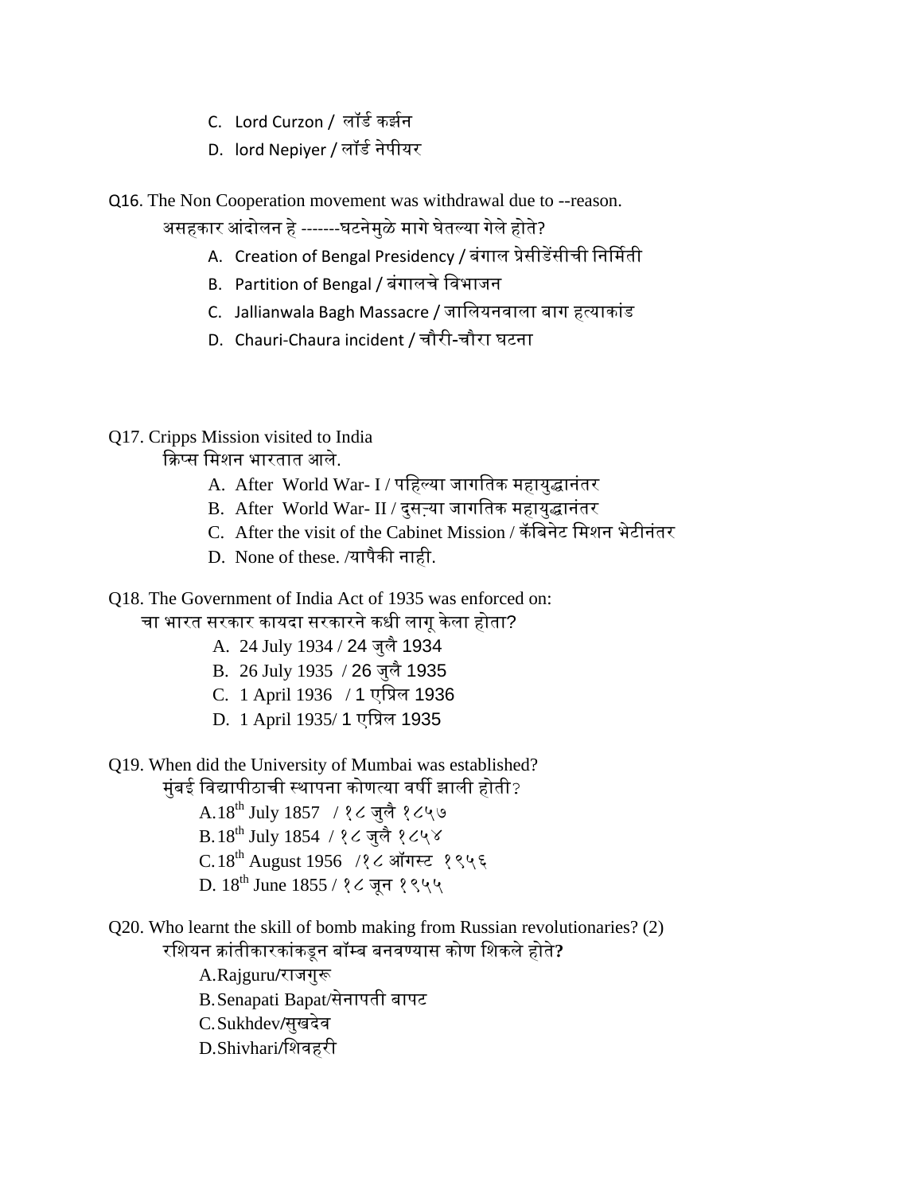C. Lord Curzon / लॉर्ड कर्झन
D. lord Nepiyer / लॉर्ड नेपीयर

Q16. The Non Cooperation movement was withdrawal due to --reason.
असहकार आंदोलन हे -------घटनेमुळे मागे घेतल्या गेले होते?

A. Creation of Bengal Presidency / बंगाल प्रेसीडेंसीची निर्मिती
B. Partition of Bengal / बंगालचे विभाजन
C. Jallianwala Bagh Massacre / जालियनवाला बाग हत्याकांड
D. Chauri-Chaura incident / चौरी-चौरा घटना

Q17. Cripps Mission visited to India
क्रिप्स मिशन भारतात आले.

A. After World War- I / पहिल्या जागतिक महायुद्धानंतर
B. After World War- II / दुसऱ्या जागतिक महायुद्धानंतर
C. After the visit of the Cabinet Mission / कॅबिनेट मिशन भेटीनंतर
D. None of these. /यापैकी नाही.

Q18. The Government of India Act of 1935 was enforced on:
चा भारत सरकार कायदा सरकारने कधी लागू केला होता?

A. 24 July 1934 / 24 जुलै 1934
B. 26 July 1935 / 26 जुलै 1935
C. 1 April 1936 / 1 एप्रिल 1936
D. 1 April 1935/ 1 एप्रिल 1935

Q19. When did the University of Mumbai was established?
मुंबई विद्यापीठाची स्थापना कोणत्या वर्षी झाली होती?

A. 18th July 1857 / १८ जुलै १८५७
B. 18th July 1854 / १८ जुलै १८५४
C. 18th August 1956 /१८ ऑगस्ट १९५६
D. 18th June 1855 / १८ जून १९५५

Q20. Who learnt the skill of bomb making from Russian revolutionaries? (2)
रशियन क्रांतीकारकांकडून बॉम्ब बनवण्यास कोण शिकले होते**?**

A. Rajguru/राजगुरू
B. Senapati Bapat/सेनापती बापट
C. Sukhdev/सुखदेव
D. Shivhari/शिवहरी